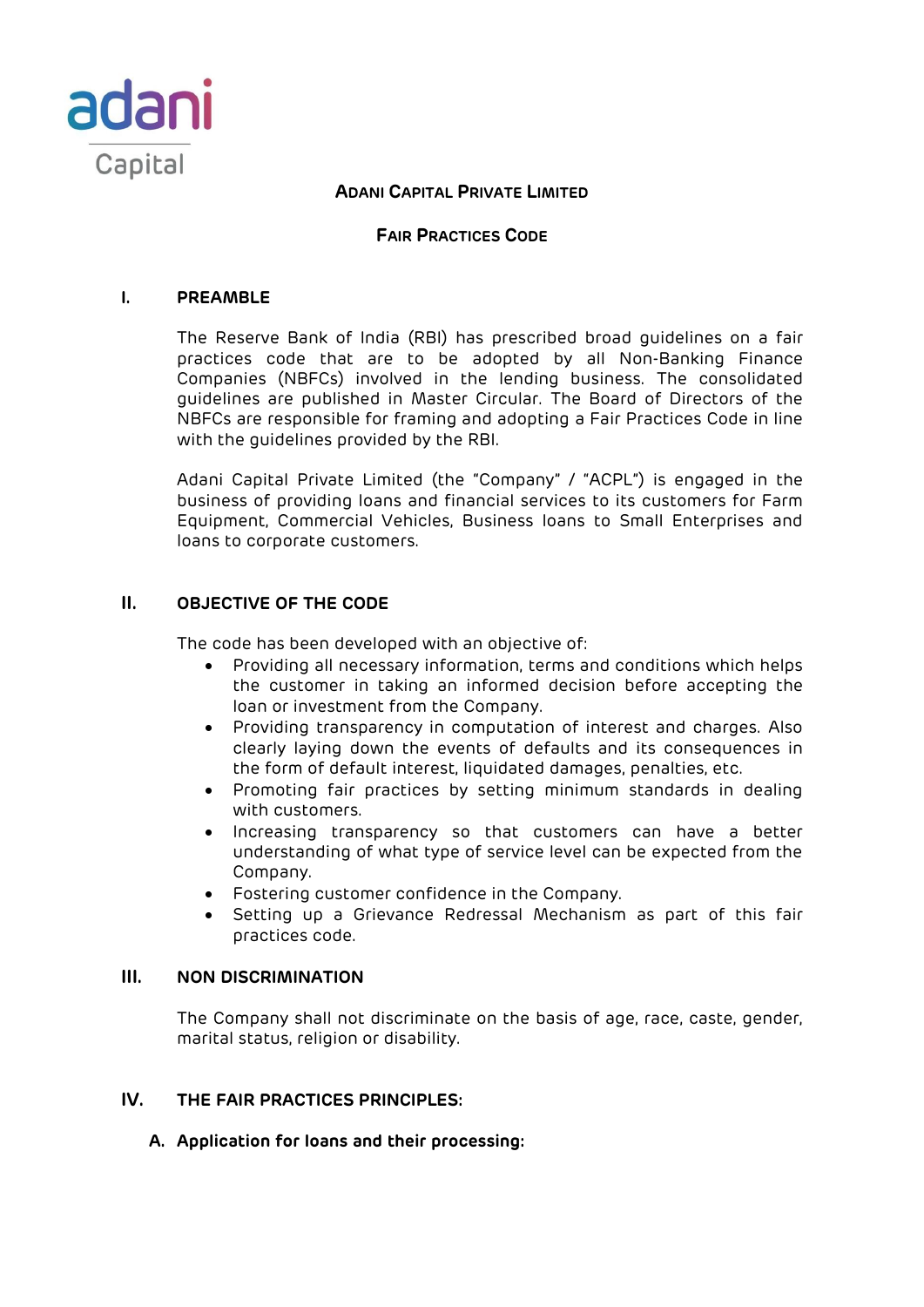adani Capital

# Adani Capital Private Limited

## Fair Practices Code

## I. PREAMBLE

The Reserve Bank of India (RBI) has prescribed broad guidelines on a fair practices code that are to be adopted by all Non-Banking Finance Companies (NBFCs) involved in the lending business. The consolidated guidelines are published in Master Circular. The Board of Directors of the NBFCs are responsible for framing and adopting a Fair Practices Code in line with the guidelines provided by the RBI.

Adani Capital Private Limited (the "Company" / "ACPL") is engaged in the business of providing loans and financial services to its customers for Farm Equipment, Commercial Vehicles, Business loans to Small Enterprises and loans to corporate customers.

## II. OBJECTIVE OF THE CODE

The code has been developed with an objective of:

- Providing all necessary information, terms and conditions which helps the customer in taking an informed decision before accepting the loan or investment from the Company.
- Providing transparency in computation of interest and charges. Also clearly laying down the events of defaults and its consequences in the form of default interest, liquidated damages, penalties, etc.
- Promoting fair practices by setting minimum standards in dealing with customers.
- Increasing transparency so that customers can have a better understanding of what type of service level can be expected from the Company.
- Fostering customer confidence in the Company.
- Setting up a Grievance Redressal Mechanism as part of this fair practices code.

## III. NON DISCRIMINATION

The Company shall not discriminate on the basis of age, race, caste, gender, marital status, religion or disability.

## IV. THE FAIR PRACTICES PRINCIPLES:

### A. Application for loans and their processing: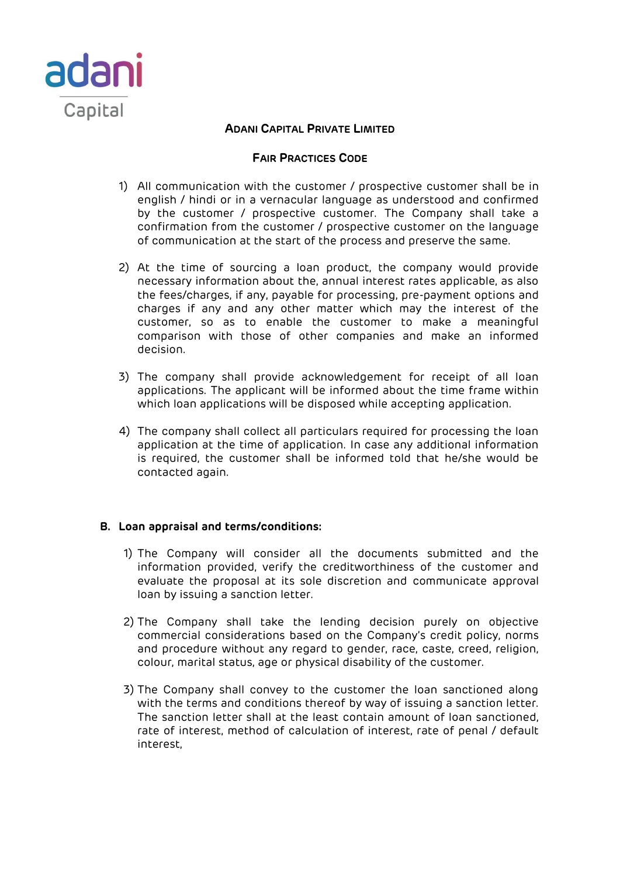ADANI CAPITAL PRIVATE LIMITED

FAIR PRACTICES CODE

1) All communication with the customer / prospective customer shall be in english / hindi or in a vernacular language as understood and confirmed by the customer / prospective customer. The Company shall take a confirmation from the customer / prospective customer on the language of communication at the start of the process and preserve the same.

2) At the time of sourcing a loan product, the company would provide necessary information about the, annual interest rates applicable, as also the fees/charges, if any, payable for processing, pre-payment options and charges if any and any other matter which may the interest of the customer, so as to enable the customer to make a meaningful comparison with those of other companies and make an informed decision.

3) The company shall provide acknowledgement for receipt of all loan applications. The applicant will be informed about the time frame within which loan applications will be disposed while accepting application.

4) The company shall collect all particulars required for processing the loan application at the time of application. In case any additional information is required, the customer shall be informed told that he/she would be contacted again.

**B. Loan appraisal and terms/conditions:**

1) The Company will consider all the documents submitted and the information provided, verify the creditworthiness of the customer and evaluate the proposal at its sole discretion and communicate approval loan by issuing a sanction letter.

2) The Company shall take the lending decision purely on objective commercial considerations based on the Company's credit policy, norms and procedure without any regard to gender, race, caste, creed, religion, colour, marital status, age or physical disability of the customer.

3) The Company shall convey to the customer the loan sanctioned along with the terms and conditions thereof by way of issuing a sanction letter. The sanction letter shall at the least contain amount of loan sanctioned, rate of interest, method of calculation of interest, rate of penal / default interest,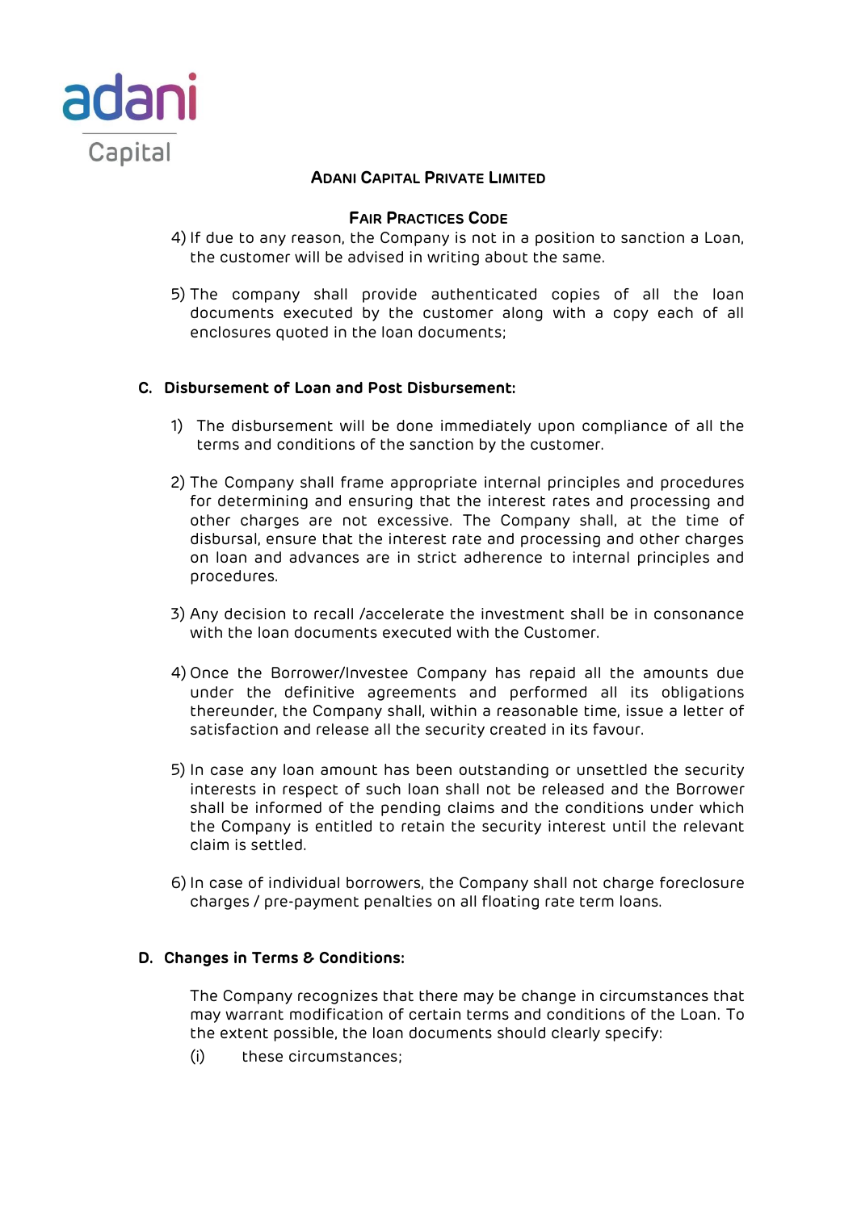4) If due to any reason, the Company is not in a position to sanction a Loan, the customer will be advised in writing about the same.

5) The company shall provide authenticated copies of all the loan documents executed by the customer along with a copy each of all enclosures quoted in the loan documents;

## C. Disbursement of Loan and Post Disbursement:

1) The disbursement will be done immediately upon compliance of all the terms and conditions of the sanction by the customer.

2) The Company shall frame appropriate internal principles and procedures for determining and ensuring that the interest rates and processing and other charges are not excessive. The Company shall, at the time of disbursal, ensure that the interest rate and processing and other charges on loan and advances are in strict adherence to internal principles and procedures.

3) Any decision to recall /accelerate the investment shall be in consonance with the loan documents executed with the Customer.

4) Once the Borrower/Investee Company has repaid all the amounts due under the definitive agreements and performed all its obligations thereunder, the Company shall, within a reasonable time, issue a letter of satisfaction and release all the security created in its favour.

5) In case any loan amount has been outstanding or unsettled the security interests in respect of such loan shall not be released and the Borrower shall be informed of the pending claims and the conditions under which the Company is entitled to retain the security interest until the relevant claim is settled.

6) In case of individual borrowers, the Company shall not charge foreclosure charges / pre-payment penalties on all floating rate term loans.

## D. Changes in Terms & Conditions:

The Company recognizes that there may be change in circumstances that may warrant modification of certain terms and conditions of the Loan. To the extent possible, the loan documents should clearly specify:

(i) these circumstances;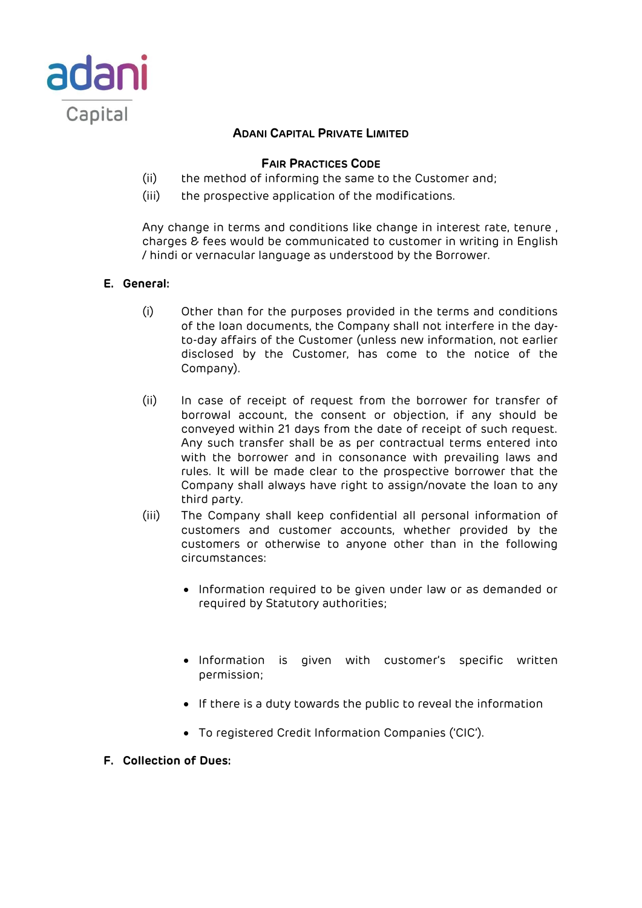(ii) the method of informing the same to the Customer and;

(iii) the prospective application of the modifications.

Any change in terms and conditions like change in interest rate, tenure , charges & fees would be communicated to customer in writing in English / hindi or vernacular language as understood by the Borrower.

**E. General:**

(i) Other than for the purposes provided in the terms and conditions of the loan documents, the Company shall not interfere in the day-to-day affairs of the Customer (unless new information, not earlier disclosed by the Customer, has come to the notice of the Company).

(ii) In case of receipt of request from the borrower for transfer of borrowal account, the consent or objection, if any should be conveyed within 21 days from the date of receipt of such request. Any such transfer shall be as per contractual terms entered into with the borrower and in consonance with prevailing laws and rules. It will be made clear to the prospective borrower that the Company shall always have right to assign/novate the loan to any third party.

(iii) The Company shall keep confidential all personal information of customers and customer accounts, whether provided by the customers or otherwise to anyone other than in the following circumstances:

- Information required to be given under law or as demanded or required by Statutory authorities;
- Information is given with customer's specific written permission;
- If there is a duty towards the public to reveal the information
- To registered Credit Information Companies ('CIC').

**F. Collection of Dues:**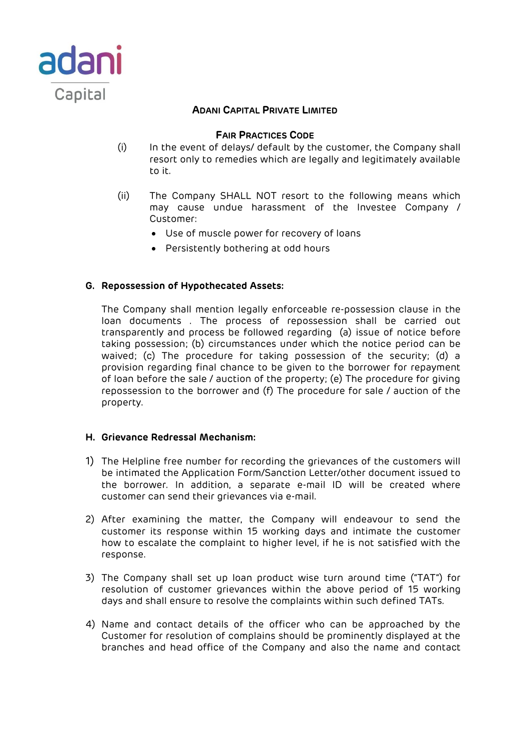(i) In the event of delays/ default by the customer, the Company shall resort only to remedies which are legally and legitimately available to it.

(ii) The Company SHALL NOT resort to the following means which may cause undue harassment of the Investee Company / Customer:

- Use of muscle power for recovery of loans
- Persistently bothering at odd hours

**G. Repossession of Hypothecated Assets:**

The Company shall mention legally enforceable re-possession clause in the loan documents . The process of repossession shall be carried out transparently and process be followed regarding (a) issue of notice before taking possession; (b) circumstances under which the notice period can be waived; (c) The procedure for taking possession of the security; (d) a provision regarding final chance to be given to the borrower for repayment of loan before the sale / auction of the property; (e) The procedure for giving repossession to the borrower and (f) The procedure for sale / auction of the property.

**H. Grievance Redressal Mechanism:**

1) The Helpline free number for recording the grievances of the customers will be intimated the Application Form/Sanction Letter/other document issued to the borrower. In addition, a separate e-mail ID will be created where customer can send their grievances via e-mail.

2) After examining the matter, the Company will endeavour to send the customer its response within 15 working days and intimate the customer how to escalate the complaint to higher level, if he is not satisfied with the response.

3) The Company shall set up loan product wise turn around time ("TAT") for resolution of customer grievances within the above period of 15 working days and shall ensure to resolve the complaints within such defined TATs.

4) Name and contact details of the officer who can be approached by the Customer for resolution of complains should be prominently displayed at the branches and head office of the Company and also the name and contact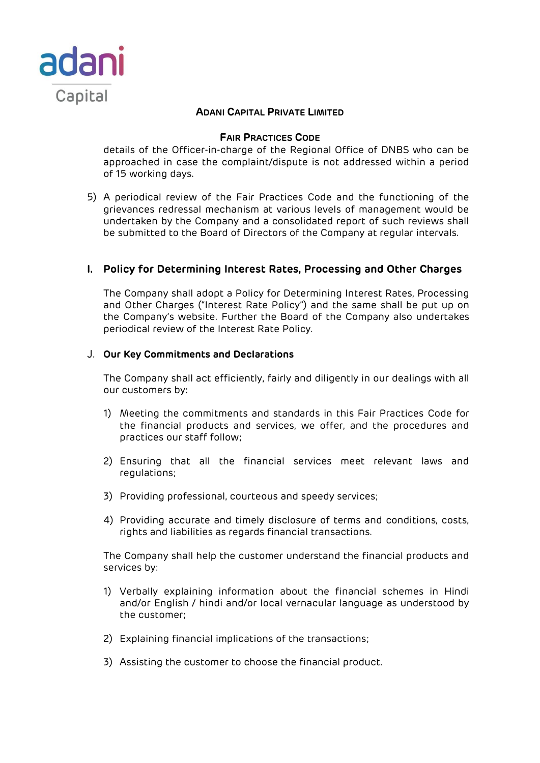details of the Officer-in-charge of the Regional Office of DNBS who can be approached in case the complaint/dispute is not addressed within a period of 15 working days.

5) A periodical review of the Fair Practices Code and the functioning of the grievances redressal mechanism at various levels of management would be undertaken by the Company and a consolidated report of such reviews shall be submitted to the Board of Directors of the Company at regular intervals.

## I. Policy for Determining Interest Rates, Processing and Other Charges

The Company shall adopt a Policy for Determining Interest Rates, Processing and Other Charges ("Interest Rate Policy") and the same shall be put up on the Company's website. Further the Board of the Company also undertakes periodical review of the Interest Rate Policy.

## J. Our Key Commitments and Declarations

The Company shall act efficiently, fairly and diligently in our dealings with all our customers by:

1) Meeting the commitments and standards in this Fair Practices Code for the financial products and services, we offer, and the procedures and practices our staff follow;

2) Ensuring that all the financial services meet relevant laws and regulations;

3) Providing professional, courteous and speedy services;

4) Providing accurate and timely disclosure of terms and conditions, costs, rights and liabilities as regards financial transactions.

The Company shall help the customer understand the financial products and services by:

1) Verbally explaining information about the financial schemes in Hindi and/or English / hindi and/or local vernacular language as understood by the customer;

2) Explaining financial implications of the transactions;

3) Assisting the customer to choose the financial product.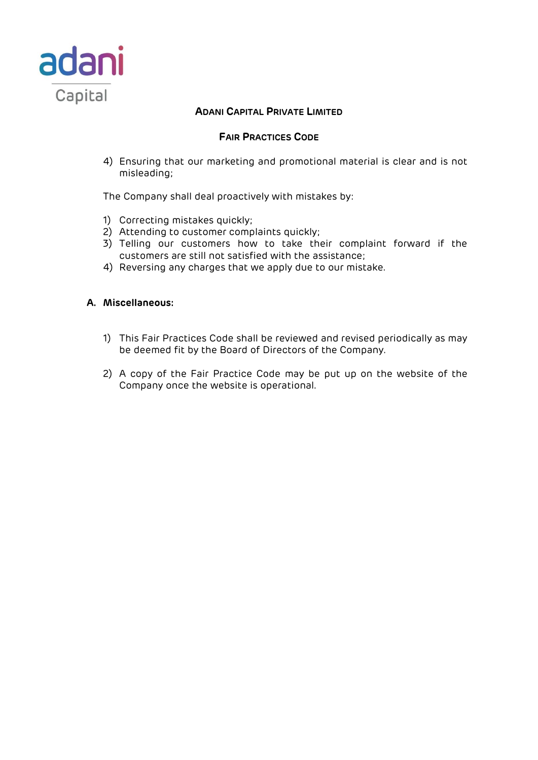4) Ensuring that our marketing and promotional material is clear and is not misleading;

The Company shall deal proactively with mistakes by:

1) Correcting mistakes quickly;
2) Attending to customer complaints quickly;
3) Telling our customers how to take their complaint forward if the customers are still not satisfied with the assistance;
4) Reversing any charges that we apply due to our mistake.

## A. Miscellaneous:

1) This Fair Practices Code shall be reviewed and revised periodically as may be deemed fit by the Board of Directors of the Company.

2) A copy of the Fair Practice Code may be put up on the website of the Company once the website is operational.